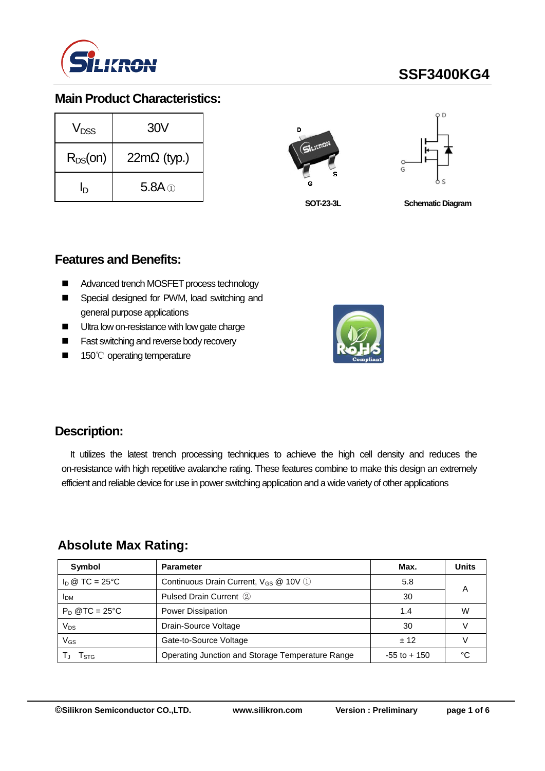SSF3400KG4

## Main Product Characteristics:

| | |
|---|---|
| $V_{DSS}$ | 30V |
| $R_{DS}$(on) | 22mΩ (typ.) |
| $I_D$ | 5.8A ① |

SOT-23-3L

Schematic Diagram

## Features and Benefits:

- Advanced trench MOSFET process technology
- Special designed for PWM, load switching and general purpose applications
- Ultra low on-resistance with low gate charge
- Fast switching and reverse body recovery
- 150℃ operating temperature

## Description:

It utilizes the latest trench processing techniques to achieve the high cell density and reduces the on-resistance with high repetitive avalanche rating. These features combine to make this design an extremely efficient and reliable device for use in power switching application and a wide variety of other applications

## Absolute Max Rating:

| Symbol | Parameter | Max. | Units |
|---|---|---|---|
| $I_D$ @ TC = 25°C | Continuous Drain Current, $V_{GS}$ @ 10V ① | 5.8 | A |
| $I_{DM}$ | Pulsed Drain Current ② | 30 | |
| $P_D$ @TC = 25°C | Power Dissipation | 1.4 | W |
| $V_{DS}$ | Drain-Source Voltage | 30 | V |
| $V_{GS}$ | Gate-to-Source Voltage | ± 12 | V |
| $T_J$ $T_{STG}$ | Operating Junction and Storage Temperature Range | -55 to + 150 | °C |

©Silikron Semiconductor CO.,LTD. www.silikron.com Version : Preliminary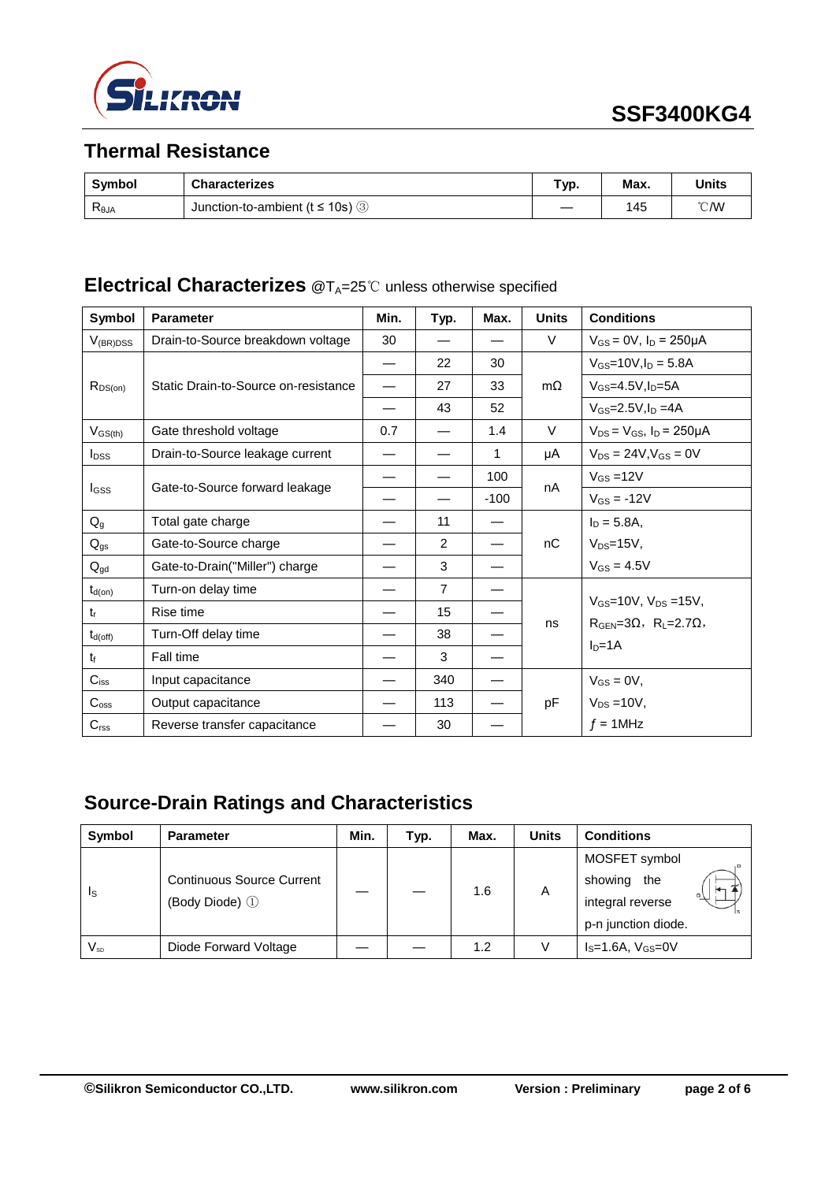## Thermal Resistance

| Symbol | Characterizes | Typ. | Max. | Units |
|---|---|---|---|---|
| $R_{\theta JA}$ | Junction-to-ambient (t ≤ 10s) ③ | — | 145 | ℃/W |

## Electrical Characterizes @$T_A$=25℃ unless otherwise specified

| Symbol | Parameter | Min. | Typ. | Max. | Units | Conditions |
|---|---|---|---|---|---|---|
| $V_{(BR)DSS}$ | Drain-to-Source breakdown voltage | 30 | — | — | V | $V_{GS}$ = 0V, $I_D$ = 250μA |
| $R_{DS(on)}$ | Static Drain-to-Source on-resistance | — | 22 | 30 | mΩ | $V_{GS}$=10V,$I_D$ = 5.8A |
| | | — | 27 | 33 | | $V_{GS}$=4.5V,$I_D$=5A |
| | | — | 43 | 52 | | $V_{GS}$=2.5V,$I_D$ =4A |
| $V_{GS(th)}$ | Gate threshold voltage | 0.7 | — | 1.4 | V | $V_{DS}$ = $V_{GS}$, $I_D$ = 250μA |
| $I_{DSS}$ | Drain-to-Source leakage current | — | — | 1 | μA | $V_{DS}$ = 24V,$V_{GS}$ = 0V |
| $I_{GSS}$ | Gate-to-Source forward leakage | — | — | 100 | nA | $V_{GS}$ =12V |
| | | — | — | -100 | | $V_{GS}$ = -12V |
| $Q_g$ | Total gate charge | — | 11 | — | nC | $I_D$ = 5.8A, |
| $Q_{gs}$ | Gate-to-Source charge | — | 2 | — | | $V_{DS}$=15V, |
| $Q_{gd}$ | Gate-to-Drain("Miller") charge | — | 3 | — | | $V_{GS}$ = 4.5V |
| $t_{d(on)}$ | Turn-on delay time | — | 7 | — | ns | $V_{GS}$=10V, $V_{DS}$ =15V, |
| $t_r$ | Rise time | — | 15 | — | | $R_{GEN}$=3Ω, $R_L$=2.7Ω, |
| $t_{d(off)}$ | Turn-Off delay time | — | 38 | — | | $I_D$=1A |
| $t_f$ | Fall time | — | 3 | — | | |
| $C_{iss}$ | Input capacitance | — | 340 | — | pF | $V_{GS}$ = 0V, |
| $C_{oss}$ | Output capacitance | — | 113 | — | | $V_{DS}$ =10V, |
| $C_{rss}$ | Reverse transfer capacitance | — | 30 | — | | $f$ = 1MHz |

## Source-Drain Ratings and Characteristics

| Symbol | Parameter | Min. | Typ. | Max. | Units | Conditions |
|---|---|---|---|---|---|---|
| $I_S$ | Continuous Source Current (Body Diode) ① | — | — | 1.6 | A | MOSFET symbol showing the integral reverse p-n junction diode. |
| $V_{SD}$ | Diode Forward Voltage | — | — | 1.2 | V | $I_S$=1.6A, $V_{GS}$=0V |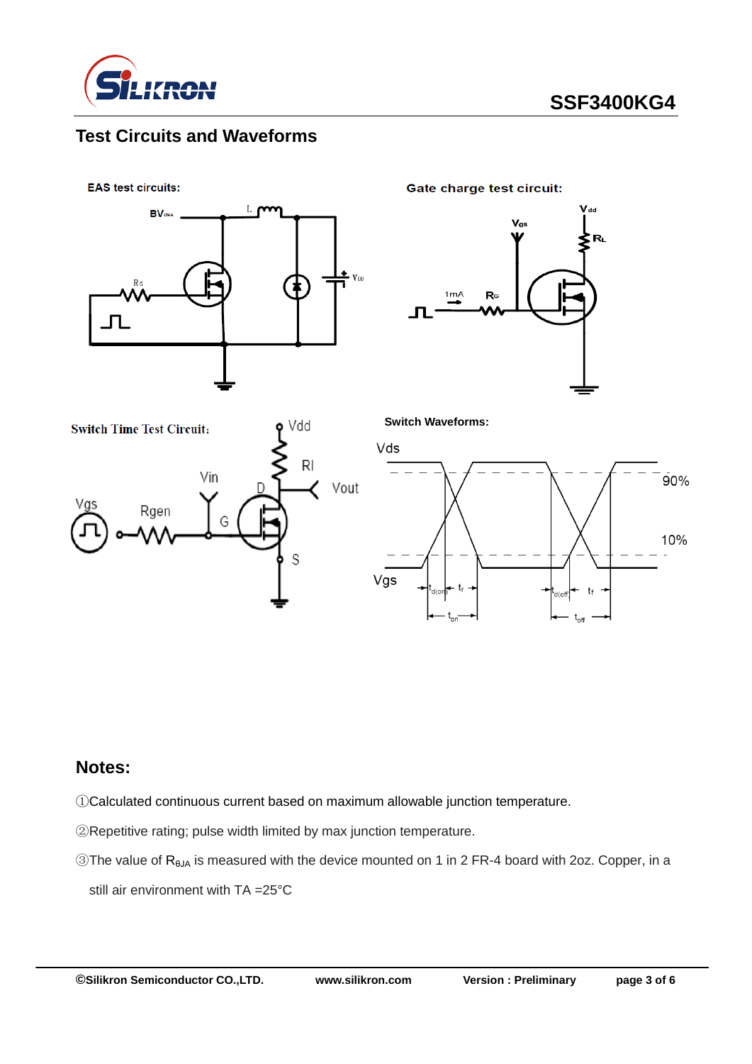## Test Circuits and Waveforms

EAS test circuits:

Gate charge test circuit:

Switch Time Test Circuit:

Switch Waveforms:

## Notes:

①Calculated continuous current based on maximum allowable junction temperature.

②Repetitive rating; pulse width limited by max junction temperature.

③The value of $R_{\theta JA}$ is measured with the device mounted on 1 in 2 FR-4 board with 2oz. Copper, in a still air environment with TA =25°C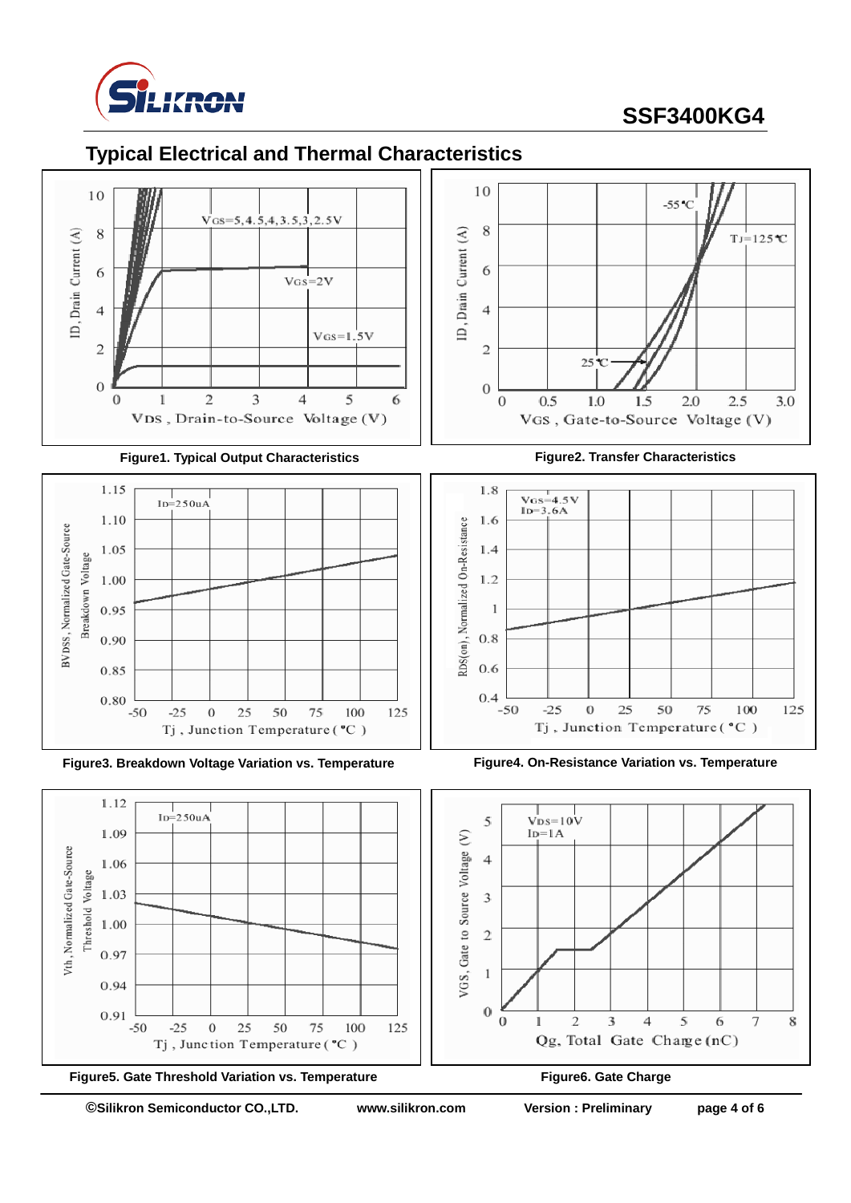## Typical Electrical and Thermal Characteristics

**Figure1. Typical Output Characteristics**

**Figure2. Transfer Characteristics**

**Figure3. Breakdown Voltage Variation vs. Temperature**

**Figure4. On-Resistance Variation vs. Temperature**

**Figure5. Gate Threshold Variation vs. Temperature**

**Figure6. Gate Charge**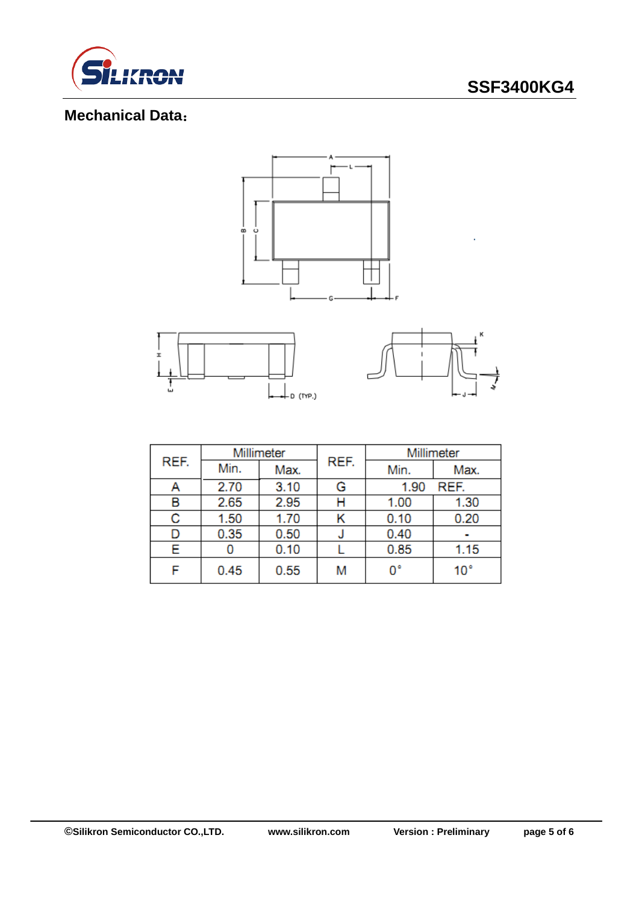## Mechanical Data：

| REF. | Millimeter | | REF. | Millimeter | |
|---|---|---|---|---|---|
| | Min. | Max. | | Min. | Max. |
| A | 2.70 | 3.10 | G | 1.90 REF. | |
| B | 2.65 | 2.95 | H | 1.00 | 1.30 |
| C | 1.50 | 1.70 | K | 0.10 | 0.20 |
| D | 0.35 | 0.50 | J | 0.40 | - |
| E | 0 | 0.10 | L | 0.85 | 1.15 |
| F | 0.45 | 0.55 | M | 0° | 10° |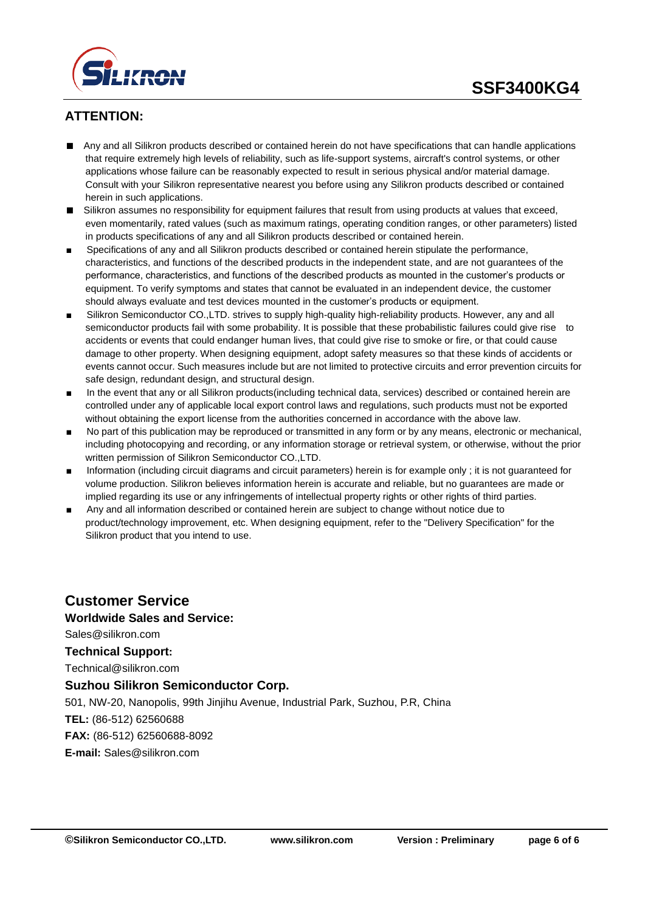## ATTENTION:

- Any and all Silikron products described or contained herein do not have specifications that can handle applications that require extremely high levels of reliability, such as life-support systems, aircraft's control systems, or other applications whose failure can be reasonably expected to result in serious physical and/or material damage. Consult with your Silikron representative nearest you before using any Silikron products described or contained herein in such applications.
- Silikron assumes no responsibility for equipment failures that result from using products at values that exceed, even momentarily, rated values (such as maximum ratings, operating condition ranges, or other parameters) listed in products specifications of any and all Silikron products described or contained herein.
- Specifications of any and all Silikron products described or contained herein stipulate the performance, characteristics, and functions of the described products in the independent state, and are not guarantees of the performance, characteristics, and functions of the described products as mounted in the customer's products or equipment. To verify symptoms and states that cannot be evaluated in an independent device, the customer should always evaluate and test devices mounted in the customer's products or equipment.
- Silikron Semiconductor CO.,LTD. strives to supply high-quality high-reliability products. However, any and all semiconductor products fail with some probability. It is possible that these probabilistic failures could give rise to accidents or events that could endanger human lives, that could give rise to smoke or fire, or that could cause damage to other property. When designing equipment, adopt safety measures so that these kinds of accidents or events cannot occur. Such measures include but are not limited to protective circuits and error prevention circuits for safe design, redundant design, and structural design.
- In the event that any or all Silikron products(including technical data, services) described or contained herein are controlled under any of applicable local export control laws and regulations, such products must not be exported without obtaining the export license from the authorities concerned in accordance with the above law.
- No part of this publication may be reproduced or transmitted in any form or by any means, electronic or mechanical, including photocopying and recording, or any information storage or retrieval system, or otherwise, without the prior written permission of Silikron Semiconductor CO.,LTD.
- Information (including circuit diagrams and circuit parameters) herein is for example only ; it is not guaranteed for volume production. Silikron believes information herein is accurate and reliable, but no guarantees are made or implied regarding its use or any infringements of intellectual property rights or other rights of third parties.
- Any and all information described or contained herein are subject to change without notice due to product/technology improvement, etc. When designing equipment, refer to the "Delivery Specification" for the Silikron product that you intend to use.

## Customer Service

**Worldwide Sales and Service:**

Sales@silikron.com

**Technical Support:**

Technical@silikron.com

### Suzhou Silikron Semiconductor Corp.

501, NW-20, Nanopolis, 99th Jinjihu Avenue, Industrial Park, Suzhou, P.R, China

**TEL:** (86-512) 62560688

**FAX:** (86-512) 62560688-8092

**E-mail:** Sales@silikron.com